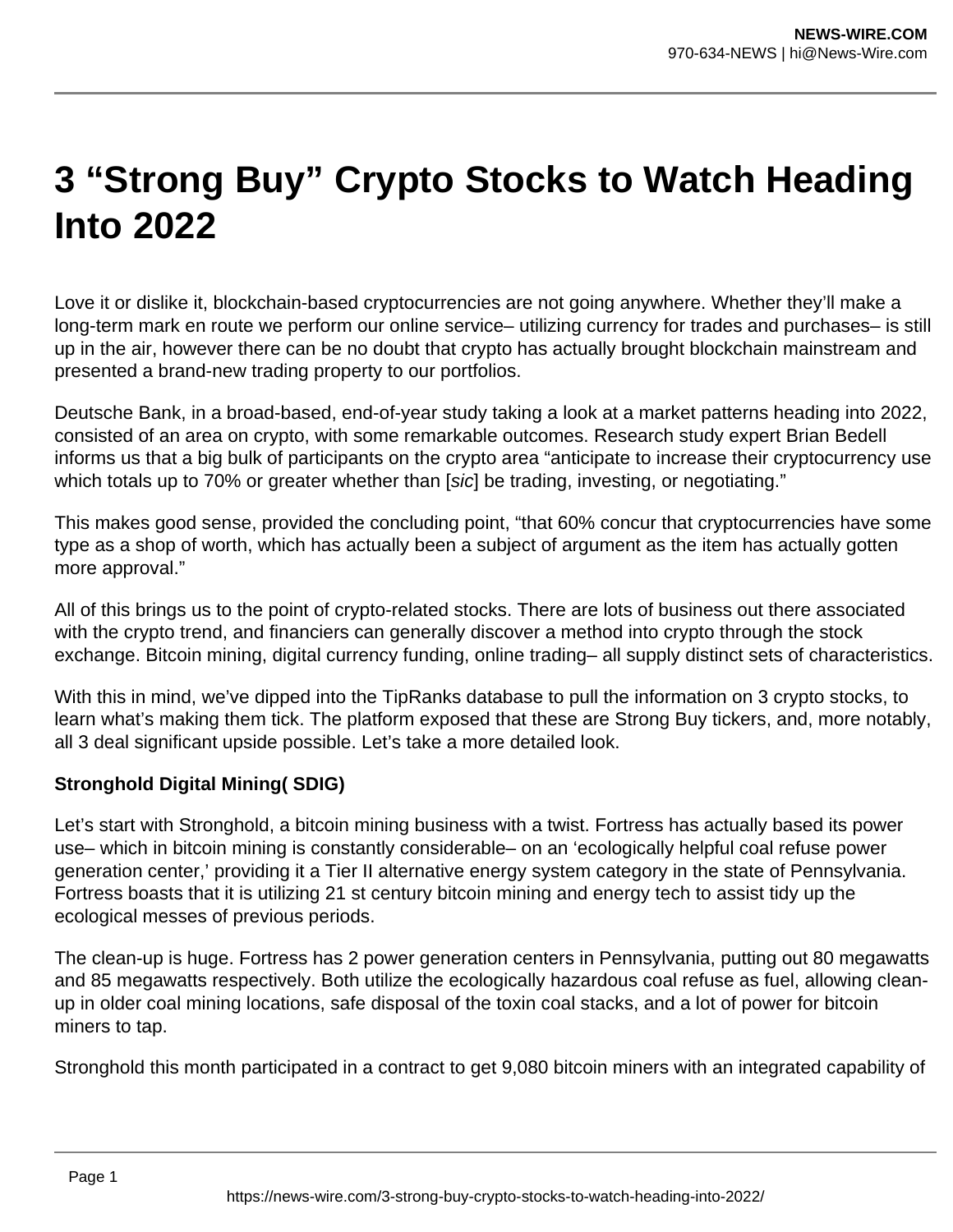# 3 “Strong Buy” Crypto Stocks to Watch Heading Into 2022

Love it or dislike it, blockchain-based cryptocurrencies are not going anywhere. Whether they’ll make a long-term mark en route we perform our online service– utilizing currency for trades and purchases– is still up in the air, however there can be no doubt that crypto has actually brought blockchain mainstream and presented a brand-new trading property to our portfolios.

Deutsche Bank, in a broad-based, end-of-year study taking a look at a market patterns heading into 2022, consisted of an area on crypto, with some remarkable outcomes. Research study expert Brian Bedell informs us that a big bulk of participants on the crypto area “anticipate to increase their cryptocurrency use which totals up to 70% or greater whether than [*sic*] be trading, investing, or negotiating.”

This makes good sense, provided the concluding point, “that 60% concur that cryptocurrencies have some type as a shop of worth, which has actually been a subject of argument as the item has actually gotten more approval.”

All of this brings us to the point of crypto-related stocks. There are lots of business out there associated with the crypto trend, and financiers can generally discover a method into crypto through the stock exchange. Bitcoin mining, digital currency funding, online trading– all supply distinct sets of characteristics.

With this in mind, we’ve dipped into the TipRanks database to pull the information on 3 crypto stocks, to learn what’s making them tick. The platform exposed that these are Strong Buy tickers, and, more notably, all 3 deal significant upside possible. Let’s take a more detailed look.

**Stronghold Digital Mining( SDIG)**

Let’s start with Stronghold, a bitcoin mining business with a twist. Fortress has actually based its power use– which in bitcoin mining is constantly considerable– on an ‘ecologically helpful coal refuse power generation center,’ providing it a Tier II alternative energy system category in the state of Pennsylvania. Fortress boasts that it is utilizing 21 st century bitcoin mining and energy tech to assist tidy up the ecological messes of previous periods.

The clean-up is huge. Fortress has 2 power generation centers in Pennsylvania, putting out 80 megawatts and 85 megawatts respectively. Both utilize the ecologically hazardous coal refuse as fuel, allowing clean-up in older coal mining locations, safe disposal of the toxin coal stacks, and a lot of power for bitcoin miners to tap.

Stronghold this month participated in a contract to get 9,080 bitcoin miners with an integrated capability of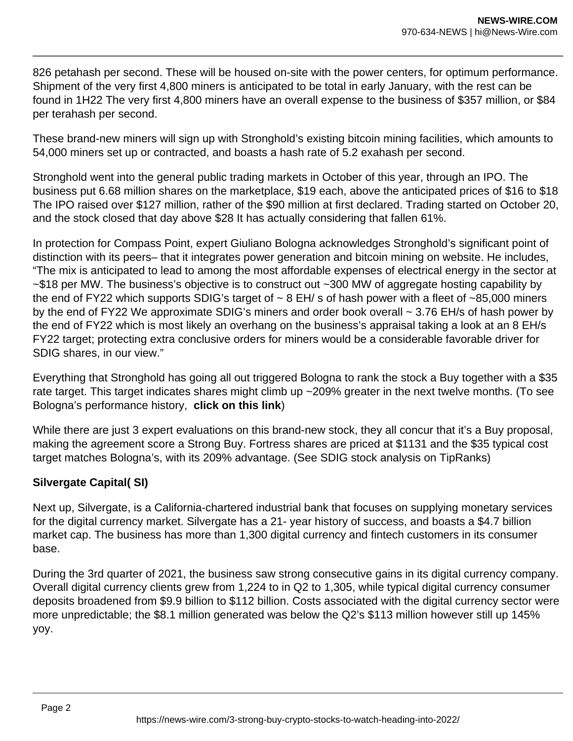826 petahash per second. These will be housed on-site with the power centers, for optimum performance. Shipment of the very first 4,800 miners is anticipated to be total in early January, with the rest can be found in 1H22 The very first 4,800 miners have an overall expense to the business of $357 million, or $84 per terahash per second.

These brand-new miners will sign up with Stronghold's existing bitcoin mining facilities, which amounts to 54,000 miners set up or contracted, and boasts a hash rate of 5.2 exahash per second.

Stronghold went into the general public trading markets in October of this year, through an IPO. The business put 6.68 million shares on the marketplace, $19 each, above the anticipated prices of $16 to $18 The IPO raised over $127 million, rather of the $90 million at first declared. Trading started on October 20, and the stock closed that day above $28 It has actually considering that fallen 61%.

In protection for Compass Point, expert Giuliano Bologna acknowledges Stronghold's significant point of distinction with its peers– that it integrates power generation and bitcoin mining on website. He includes, "The mix is anticipated to lead to among the most affordable expenses of electrical energy in the sector at ~$18 per MW. The business's objective is to construct out ~300 MW of aggregate hosting capability by the end of FY22 which supports SDIG's target of ~ 8 EH/ s of hash power with a fleet of ~85,000 miners by the end of FY22 We approximate SDIG's miners and order book overall ~ 3.76 EH/s of hash power by the end of FY22 which is most likely an overhang on the business's appraisal taking a look at an 8 EH/s FY22 target; protecting extra conclusive orders for miners would be a considerable favorable driver for SDIG shares, in our view."

Everything that Stronghold has going all out triggered Bologna to rank the stock a Buy together with a $35 rate target. This target indicates shares might climb up ~209% greater in the next twelve months. (To see Bologna's performance history, **click on this link**)

While there are just 3 expert evaluations on this brand-new stock, they all concur that it's a Buy proposal, making the agreement score a Strong Buy. Fortress shares are priced at $1131 and the $35 typical cost target matches Bologna's, with its 209% advantage. (See SDIG stock analysis on TipRanks)

**Silvergate Capital( SI)**

Next up, Silvergate, is a California-chartered industrial bank that focuses on supplying monetary services for the digital currency market. Silvergate has a 21- year history of success, and boasts a $4.7 billion market cap. The business has more than 1,300 digital currency and fintech customers in its consumer base.

During the 3rd quarter of 2021, the business saw strong consecutive gains in its digital currency company. Overall digital currency clients grew from 1,224 to in Q2 to 1,305, while typical digital currency consumer deposits broadened from $9.9 billion to $112 billion. Costs associated with the digital currency sector were more unpredictable; the $8.1 million generated was below the Q2's $113 million however still up 145% yoy.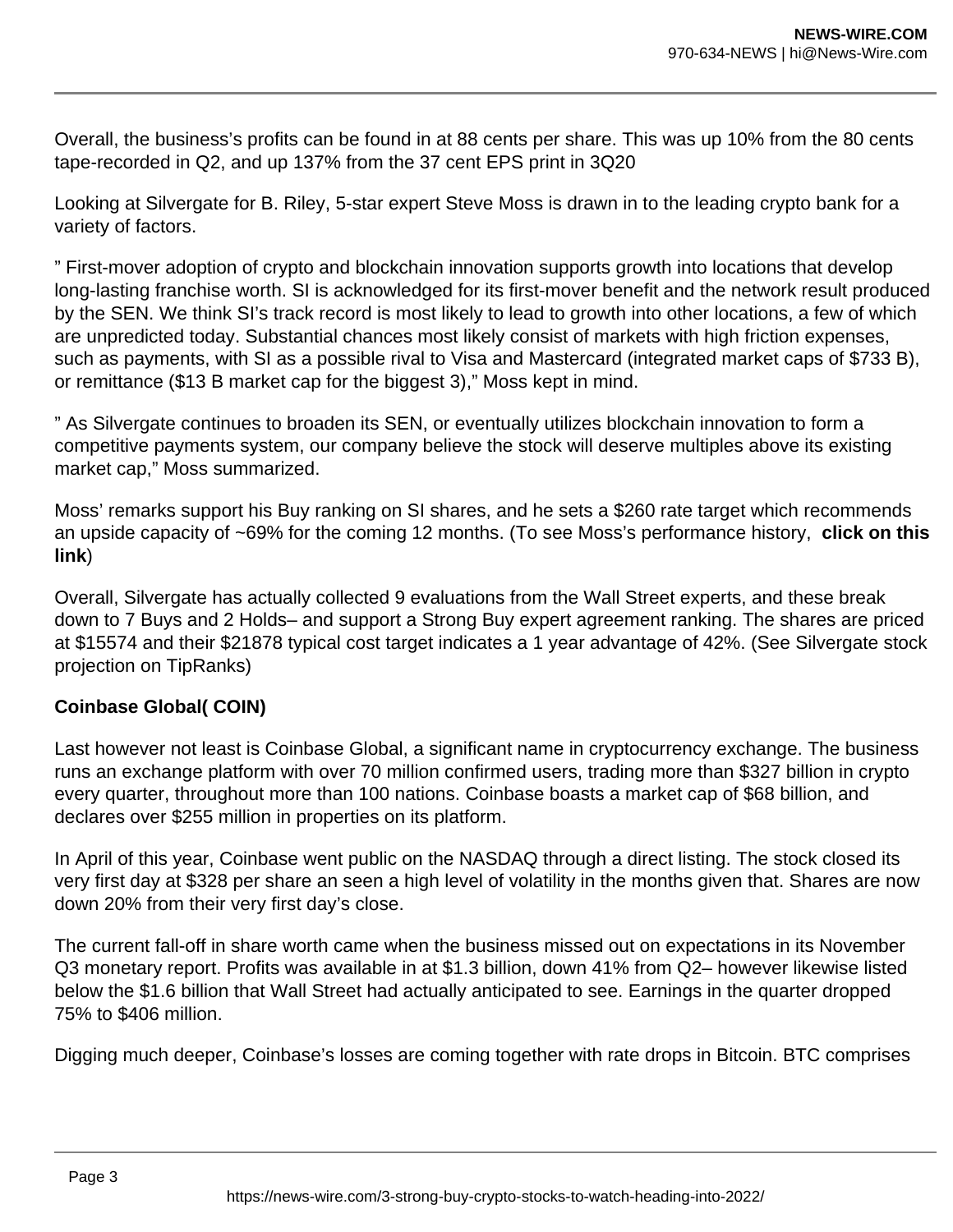Overall, the business's profits can be found in at 88 cents per share. This was up 10% from the 80 cents tape-recorded in Q2, and up 137% from the 37 cent EPS print in 3Q20

Looking at Silvergate for B. Riley, 5-star expert Steve Moss is drawn in to the leading crypto bank for a variety of factors.

" First-mover adoption of crypto and blockchain innovation supports growth into locations that develop long-lasting franchise worth. SI is acknowledged for its first-mover benefit and the network result produced by the SEN. We think SI's track record is most likely to lead to growth into other locations, a few of which are unpredicted today. Substantial chances most likely consist of markets with high friction expenses, such as payments, with SI as a possible rival to Visa and Mastercard (integrated market caps of $733 B), or remittance ($13 B market cap for the biggest 3)," Moss kept in mind.

" As Silvergate continues to broaden its SEN, or eventually utilizes blockchain innovation to form a competitive payments system, our company believe the stock will deserve multiples above its existing market cap," Moss summarized.

Moss' remarks support his Buy ranking on SI shares, and he sets a $260 rate target which recommends an upside capacity of ~69% for the coming 12 months. (To see Moss's performance history, **click on this link**)

Overall, Silvergate has actually collected 9 evaluations from the Wall Street experts, and these break down to 7 Buys and 2 Holds– and support a Strong Buy expert agreement ranking. The shares are priced at $15574 and their $21878 typical cost target indicates a 1 year advantage of 42%. (See Silvergate stock projection on TipRanks)

**Coinbase Global( COIN)**

Last however not least is Coinbase Global, a significant name in cryptocurrency exchange. The business runs an exchange platform with over 70 million confirmed users, trading more than $327 billion in crypto every quarter, throughout more than 100 nations. Coinbase boasts a market cap of $68 billion, and declares over $255 million in properties on its platform.

In April of this year, Coinbase went public on the NASDAQ through a direct listing. The stock closed its very first day at $328 per share an seen a high level of volatility in the months given that. Shares are now down 20% from their very first day's close.

The current fall-off in share worth came when the business missed out on expectations in its November Q3 monetary report. Profits was available in at $1.3 billion, down 41% from Q2– however likewise listed below the $1.6 billion that Wall Street had actually anticipated to see. Earnings in the quarter dropped 75% to $406 million.

Digging much deeper, Coinbase's losses are coming together with rate drops in Bitcoin. BTC comprises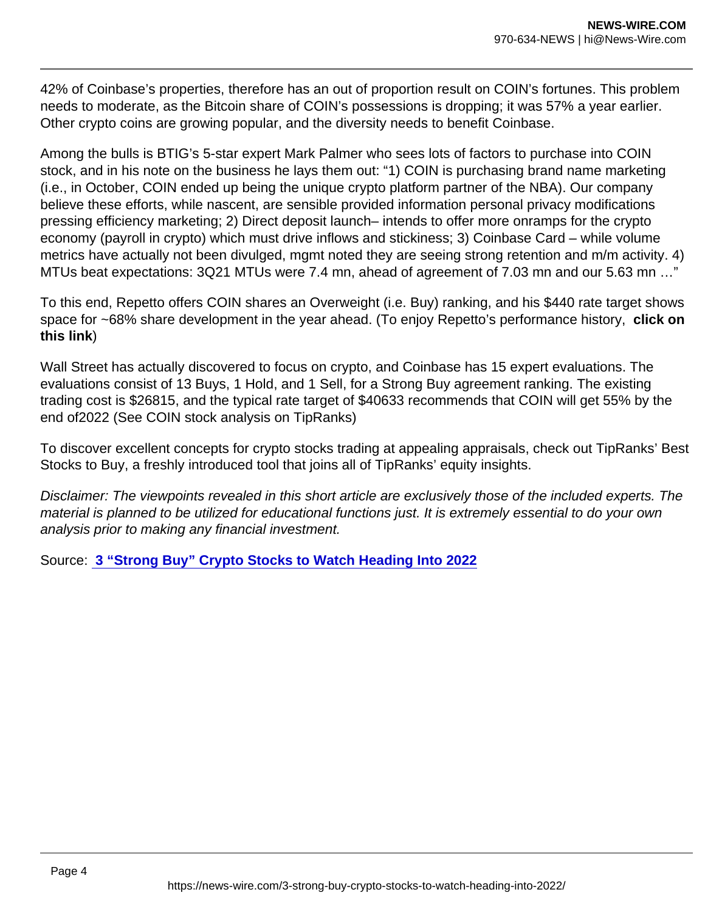42% of Coinbase's properties, therefore has an out of proportion result on COIN's fortunes. This problem needs to moderate, as the Bitcoin share of COIN's possessions is dropping; it was 57% a year earlier. Other crypto coins are growing popular, and the diversity needs to benefit Coinbase.

Among the bulls is BTIG's 5-star expert Mark Palmer who sees lots of factors to purchase into COIN stock, and in his note on the business he lays them out: "1) COIN is purchasing brand name marketing (i.e., in October, COIN ended up being the unique crypto platform partner of the NBA). Our company believe these efforts, while nascent, are sensible provided information personal privacy modifications pressing efficiency marketing; 2) Direct deposit launch– intends to offer more onramps for the crypto economy (payroll in crypto) which must drive inflows and stickiness; 3) Coinbase Card – while volume metrics have actually not been divulged, mgmt noted they are seeing strong retention and m/m activity. 4) MTUs beat expectations: 3Q21 MTUs were 7.4 mn, ahead of agreement of 7.03 mn and our 5.63 mn …"

To this end, Repetto offers COIN shares an Overweight (i.e. Buy) ranking, and his $440 rate target shows space for ~68% share development in the year ahead. (To enjoy Repetto's performance history, **click on this link**)

Wall Street has actually discovered to focus on crypto, and Coinbase has 15 expert evaluations. The evaluations consist of 13 Buys, 1 Hold, and 1 Sell, for a Strong Buy agreement ranking. The existing trading cost is $26815, and the typical rate target of $40633 recommends that COIN will get 55% by the end of2022 (See COIN stock analysis on TipRanks)

To discover excellent concepts for crypto stocks trading at appealing appraisals, check out TipRanks' Best Stocks to Buy, a freshly introduced tool that joins all of TipRanks' equity insights.

*Disclaimer: The viewpoints revealed in this short article are exclusively those of the included experts. The material is planned to be utilized for educational functions just. It is extremely essential to do your own analysis prior to making any financial investment.*

Source: **3 "Strong Buy" Crypto Stocks to Watch Heading Into 2022**